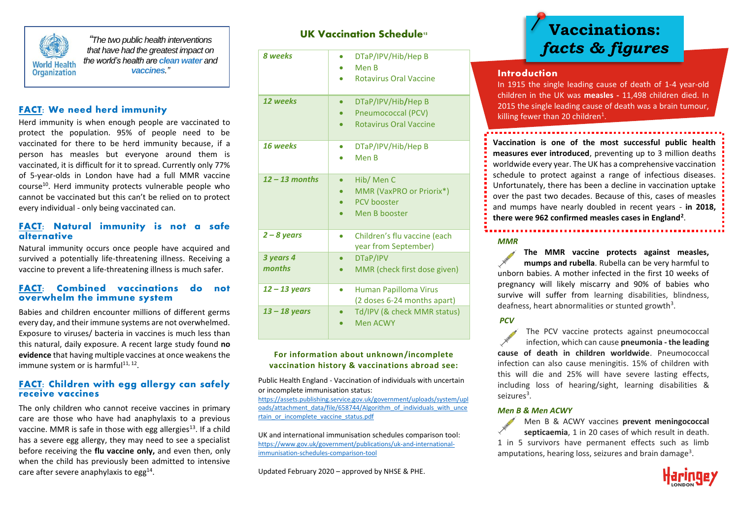> "The two public health interventions that have had the greatest impact on the world's health are **clean water** and **vaccines**."
>
> — World Health Organization

## FACT: We need herd immunity

Herd immunity is when enough people are vaccinated to protect the population. 95% of people need to be vaccinated for there to be herd immunity because, if a person has measles but everyone around them is vaccinated, it is difficult for it to spread. Currently only 77% of 5-year-olds in London have had a full MMR vaccine course[10]. Herd immunity protects vulnerable people who cannot be vaccinated but this can't be relied on to protect every individual - only being vaccinated can.

## FACT: Natural immunity is not a safe alternative

Natural immunity occurs once people have acquired and survived a potentially life-threatening illness. Receiving a vaccine to prevent a life-threatening illness is much safer.

## FACT: Combined vaccinations do not overwhelm the immune system

Babies and children encounter millions of different germs every day, and their immune systems are not overwhelmed. Exposure to viruses/ bacteria in vaccines is much less than this natural, daily exposure. A recent large study found **no evidence** that having multiple vaccines at once weakens the immune system or is harmful[11, 12].

## FACT: Children with egg allergy can safely receive vaccines

The only children who cannot receive vaccines in primary care are those who have had anaphylaxis to a previous vaccine. MMR is safe in those with egg allergies[13]. If a child has a severe egg allergy, they may need to see a specialist before receiving the **flu vaccine only,** and even then, only when the child has previously been admitted to intensive care after severe anaphylaxis to egg[14].

## UK Vaccination Schedule[15]

| Age | Vaccines |
|---|---|
| *8 weeks* | • DTaP/IPV/Hib/Hep B<br>• Men B<br>• Rotavirus Oral Vaccine |
| *12 weeks* | • DTaP/IPV/Hib/Hep B<br>• Pneumococcal (PCV)<br>• Rotavirus Oral Vaccine |
| *16 weeks* | • DTaP/IPV/Hib/Hep B<br>• Men B |
| *12 – 13 months* | • Hib/ Men C<br>• MMR (VaxPRO or Priorix*)<br>• PCV booster<br>• Men B booster |
| *2 – 8 years* | • Children's flu vaccine (each year from September) |
| *3 years 4 months* | • DTaP/IPV<br>• MMR (check first dose given) |
| *12 – 13 years* | • Human Papilloma Virus (2 doses 6-24 months apart) |
| *13 – 18 years* | • Td/IPV (& check MMR status)<br>• Men ACWY |

**For information about unknown/incomplete vaccination history & vaccinations abroad see:**

Public Health England - Vaccination of individuals with uncertain or incomplete immunisation status:
https://assets.publishing.service.gov.uk/government/uploads/system/uploads/attachment_data/file/658744/Algorithm_of_individuals_with_uncertain_or_incomplete_vaccine_status.pdf

UK and international immunisation schedules comparison tool:
https://www.gov.uk/government/publications/uk-and-international-immunisation-schedules-comparison-tool

Updated February 2020 – approved by NHSE & PHE.

# Vaccinations: *facts & figures*

## Introduction

In 1915 the single leading cause of death of 1-4 year-old children in the UK was **measles -** 11,498 children died. In 2015 the single leading cause of death was a brain tumour, killing fewer than 20 children[1].

**Vaccination is one of the most successful public health measures ever introduced**, preventing up to 3 million deaths worldwide every year. The UK has a comprehensive vaccination schedule to protect against a range of infectious diseases. Unfortunately, there has been a decline in vaccination uptake over the past two decades. Because of this, cases of measles and mumps have nearly doubled in recent years - **in 2018, there were 962 confirmed measles cases in England[2]**.

### *MMR*

**The MMR vaccine protects against measles, mumps and rubella**. Rubella can be very harmful to unborn babies. A mother infected in the first 10 weeks of pregnancy will likely miscarry and 90% of babies who survive will suffer from learning disabilities, blindness, deafness, heart abnormalities or stunted growth[3].

### *PCV*

The PCV vaccine protects against pneumococcal infection, which can cause **pneumonia - the leading cause of death in children worldwide**. Pneumococcal infection can also cause meningitis. 15% of children with this will die and 25% will have severe lasting effects, including loss of hearing/sight, learning disabilities & seizures[3].

### *Men B & Men ACWY*

Men B & ACWY vaccines **prevent meningococcal septicaemia**, 1 in 20 cases of which result in death. 1 in 5 survivors have permanent effects such as limb amputations, hearing loss, seizures and brain damage[3].

Haringey LONDON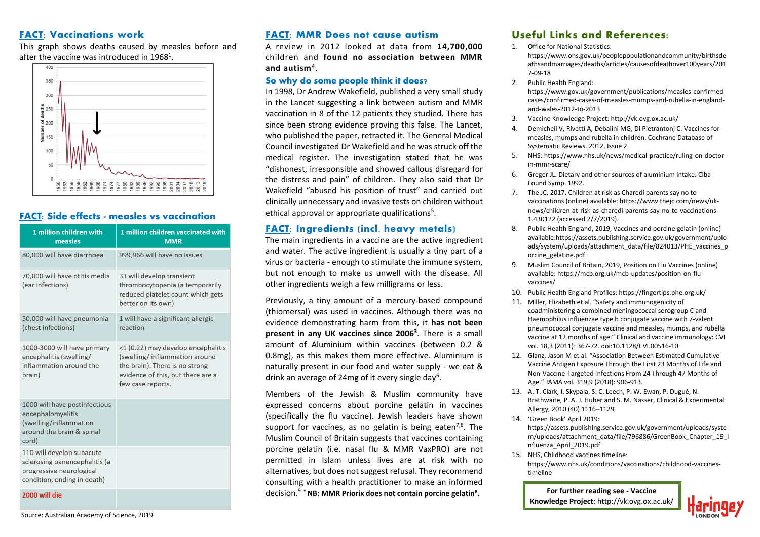## FACT: Vaccinations work

This graph shows deaths caused by measles before and after the vaccine was introduced in 1968[1].

400
350
300
250
200
150
100
50
0

Number of deaths

1950 1953 1956 1959 1962 1965 1968 1971 1974 1977 1980 1983 1986 1989 1992 1995 1998 2001 2004 2007 2010 2013 2016

## FACT: Side effects - measles vs vaccination

| 1 million children with measles | 1 million children vaccinated with MMR |
|---|---|
| 80,000 will have diarrhoea | 999,966 will have no issues |
| 70,000 will have otitis media (ear infections) | 33 will develop transient thrombocytopenia (a temporarily reduced platelet count which gets better on its own) |
| 50,000 will have pneumonia (chest infections) | 1 will have a significant allergic reaction |
| 1000-3000 will have primary encephalitis (swelling/ inflammation around the brain) | <1 (0.22) may develop encephalitis (swelling/ inflammation around the brain). There is no strong evidence of this, but there are a few case reports. |
| 1000 will have postinfectious encephalomyelitis (swelling/inflammation around the brain & spinal cord) | |
| 110 will develop subacute sclerosing panencephalitis (a progressive neurological condition, ending in death) | |
| **2000 will die** | |

Source: Australian Academy of Science, 2019

## FACT: MMR Does not cause autism

A review in 2012 looked at data from **14,700,000** children and **found no association between MMR and autism**[4].

### So why do some people think it does?

In 1998, Dr Andrew Wakefield, published a very small study in the Lancet suggesting a link between autism and MMR vaccination in 8 of the 12 patients they studied. There has since been strong evidence proving this false. The Lancet, who published the paper, retracted it. The General Medical Council investigated Dr Wakefield and he was struck off the medical register. The investigation stated that he was "dishonest, irresponsible and showed callous disregard for the distress and pain" of children. They also said that Dr Wakefield "abused his position of trust" and carried out clinically unnecessary and invasive tests on children without ethical approval or appropriate qualifications[5].

## FACT: Ingredients (incl. heavy metals)

The main ingredients in a vaccine are the active ingredient and water. The active ingredient is usually a tiny part of a virus or bacteria - enough to stimulate the immune system, but not enough to make us unwell with the disease. All other ingredients weigh a few milligrams or less.

Previously, a tiny amount of a mercury-based compound (thiomersal) was used in vaccines. Although there was no evidence demonstrating harm from this, it **has not been present in any UK vaccines since 2006[3]**. There is a small amount of Aluminium within vaccines (between 0.2 & 0.8mg), as this makes them more effective. Aluminium is naturally present in our food and water supply - we eat & drink an average of 24mg of it every single day[6].

Members of the Jewish & Muslim community have expressed concerns about porcine gelatin in vaccines (specifically the flu vaccine). Jewish leaders have shown support for vaccines, as no gelatin is being eaten[7,8]. The Muslim Council of Britain suggests that vaccines containing porcine gelatin (i.e. nasal flu & MMR VaxPRO) are not permitted in Islam unless lives are at risk with no alternatives, but does not suggest refusal. They recommend consulting with a health practitioner to make an informed decision.[9] * **NB: MMR Priorix does not contain porcine gelatin[8].**

## Useful Links and References:

1. Office for National Statistics: https://www.ons.gov.uk/peoplepopulationandcommunity/birthsdeathsandmarriages/deaths/articles/causesofdeathover100years/2017-09-18
2. Public Health England: https://www.gov.uk/government/publications/measles-confirmed-cases/confirmed-cases-of-measles-mumps-and-rubella-in-england-and-wales-2012-to-2013
3. Vaccine Knowledge Project: http://vk.ovg.ox.ac.uk/
4. Demicheli V, Rivetti A, Debalini MG, Di Pietrantonj C. Vaccines for measles, mumps and rubella in children. Cochrane Database of Systematic Reviews. 2012, Issue 2.
5. NHS: https://www.nhs.uk/news/medical-practice/ruling-on-doctor-in-mmr-scare/
6. Greger JL. Dietary and other sources of aluminium intake. Ciba Found Symp. 1992.
7. The JC, 2017, Children at risk as Charedi parents say no to vaccinations (online) available: https://www.thejc.com/news/uk-news/children-at-risk-as-charedi-parents-say-no-to-vaccinations-1.430122 (accessed 2/7/2019).
8. Public Health England, 2019, Vaccines and porcine gelatin (online) available:https://assets.publishing.service.gov.uk/government/uploads/system/uploads/attachment_data/file/824015/PHE_vaccines_porcine_gelatine.pdf
9. Muslim Council of Britain, 2019, Position on Flu Vaccines (online) available: https://mcb.org.uk/mcb-updates/position-on-flu-vaccines/
10. Public Health England Profiles: https://fingertips.phe.org.uk/
11. Miller, Elizabeth et al. "Safety and immunogenicity of coadministering a combined meningococcal serogroup C and Haemophilus influenzae type b conjugate vaccine with 7-valent pneumococcal conjugate vaccine and measles, mumps, and rubella vaccine at 12 months of age." Clinical and vaccine immunology: CVI vol. 18,3 (2011): 367-72. doi:10.1128/CVI.00516-10
12. Glanz, Jason M et al. "Association Between Estimated Cumulative Vaccine Antigen Exposure Through the First 23 Months of Life and Non-Vaccine-Targeted Infections From 24 Through 47 Months of Age." JAMA vol. 319,9 (2018): 906-913.
13. A. T. Clark, I. Skypala, S. C. Leech, P. W. Ewan, P. Dugué, N. Brathwaite, P. A. J. Huber and S. M. Nasser, Clinical & Experimental Allergy, 2010 (40) 1116–1129
14. 'Green Book' April 2019: https://assets.publishing.service.gov.uk/government/uploads/system/uploads/attachment_data/file/796886/GreenBook_Chapter_19_Influenza_April_2019.pdf
15. NHS, Childhood vaccines timeline: https://www.nhs.uk/conditions/vaccinations/childhood-vaccines-timeline

**For further reading see - Vaccine Knowledge Project**: http://vk.ovg.ox.ac.uk/

Haringey LONDON